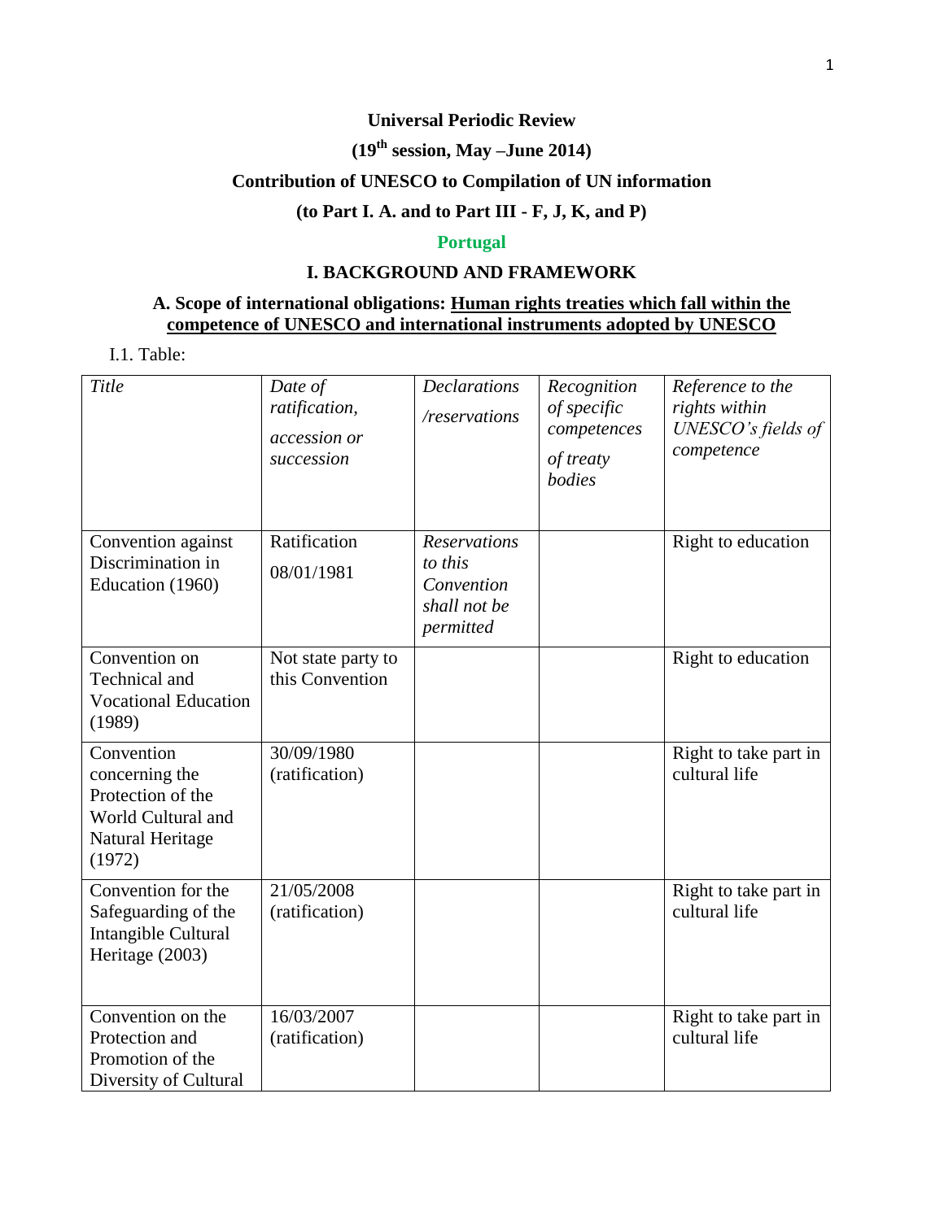**Universal Periodic Review**

**(19th session, May –June 2014)**

**Contribution of UNESCO to Compilation of UN information**

**(to Part I. A. and to Part III - F, J, K, and P)**

**Portugal**

## I. BACKGROUND AND FRAMEWORK

### A. Scope of international obligations: Human rights treaties which fall within the competence of UNESCO and international instruments adopted by UNESCO

I.1. Table:

| *Title* | *Date of ratification, accession or succession* | *Declarations /reservations* | *Recognition of specific competences of treaty bodies* | *Reference to the rights within UNESCO's fields of competence* |
|---|---|---|---|---|
| Convention against Discrimination in Education (1960) | Ratification 08/01/1981 | *Reservations to this Convention shall not be permitted* | | Right to education |
| Convention on Technical and Vocational Education (1989) | Not state party to this Convention | | | Right to education |
| Convention concerning the Protection of the World Cultural and Natural Heritage (1972) | 30/09/1980 (ratification) | | | Right to take part in cultural life |
| Convention for the Safeguarding of the Intangible Cultural Heritage (2003) | 21/05/2008 (ratification) | | | Right to take part in cultural life |
| Convention on the Protection and Promotion of the Diversity of Cultural | 16/03/2007 (ratification) | | | Right to take part in cultural life |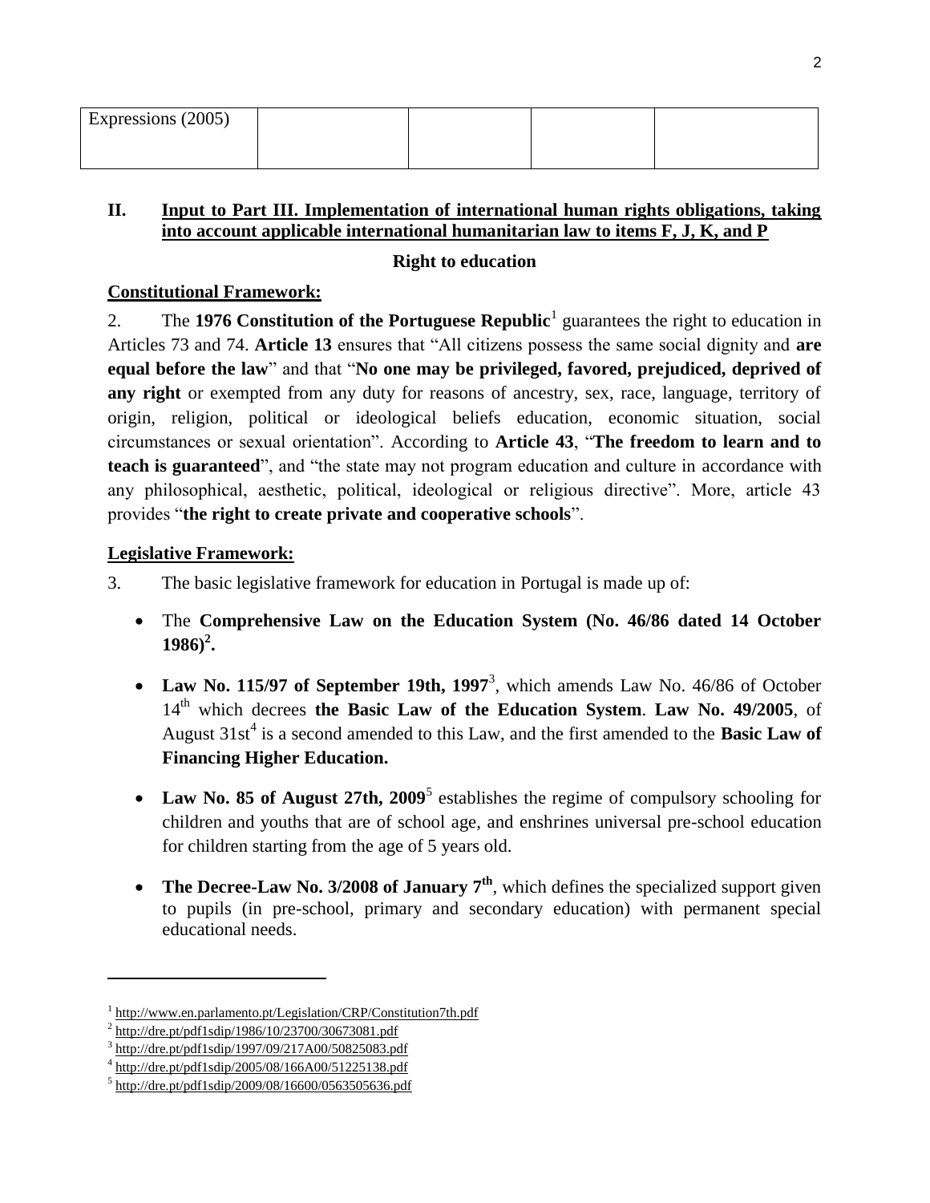| Expressions (2005) | | | | |
|---|---|---|---|---|

## II. Input to Part III. Implementation of international human rights obligations, taking into account applicable international humanitarian law to items F, J, K, and P

**Right to education**

**Constitutional Framework:**

2. The **1976 Constitution of the Portuguese Republic**[1] guarantees the right to education in Articles 73 and 74. **Article 13** ensures that "All citizens possess the same social dignity and **are equal before the law**" and that "**No one may be privileged, favored, prejudiced, deprived of any right** or exempted from any duty for reasons of ancestry, sex, race, language, territory of origin, religion, political or ideological beliefs education, economic situation, social circumstances or sexual orientation". According to **Article 43**, "**The freedom to learn and to teach is guaranteed**", and "the state may not program education and culture in accordance with any philosophical, aesthetic, political, ideological or religious directive". More, article 43 provides "**the right to create private and cooperative schools**".

**Legislative Framework:**

3. The basic legislative framework for education in Portugal is made up of:

- The **Comprehensive Law on the Education System (No. 46/86 dated 14 October 1986)[2].**
- **Law No. 115/97 of September 19th, 1997**[3], which amends Law No. 46/86 of October 14th which decrees **the Basic Law of the Education System**. **Law No. 49/2005**, of August 31st[4] is a second amended to this Law, and the first amended to the **Basic Law of Financing Higher Education.**
- **Law No. 85 of August 27th, 2009**[5] establishes the regime of compulsory schooling for children and youths that are of school age, and enshrines universal pre-school education for children starting from the age of 5 years old.
- **The Decree-Law No. 3/2008 of January 7th**, which defines the specialized support given to pupils (in pre-school, primary and secondary education) with permanent special educational needs.

---

[1] http://www.en.parlamento.pt/Legislation/CRP/Constitution7th.pdf
[2] http://dre.pt/pdf1sdip/1986/10/23700/30673081.pdf
[3] http://dre.pt/pdf1sdip/1997/09/217A00/50825083.pdf
[4] http://dre.pt/pdf1sdip/2005/08/166A00/51225138.pdf
[5] http://dre.pt/pdf1sdip/2009/08/16600/0563505636.pdf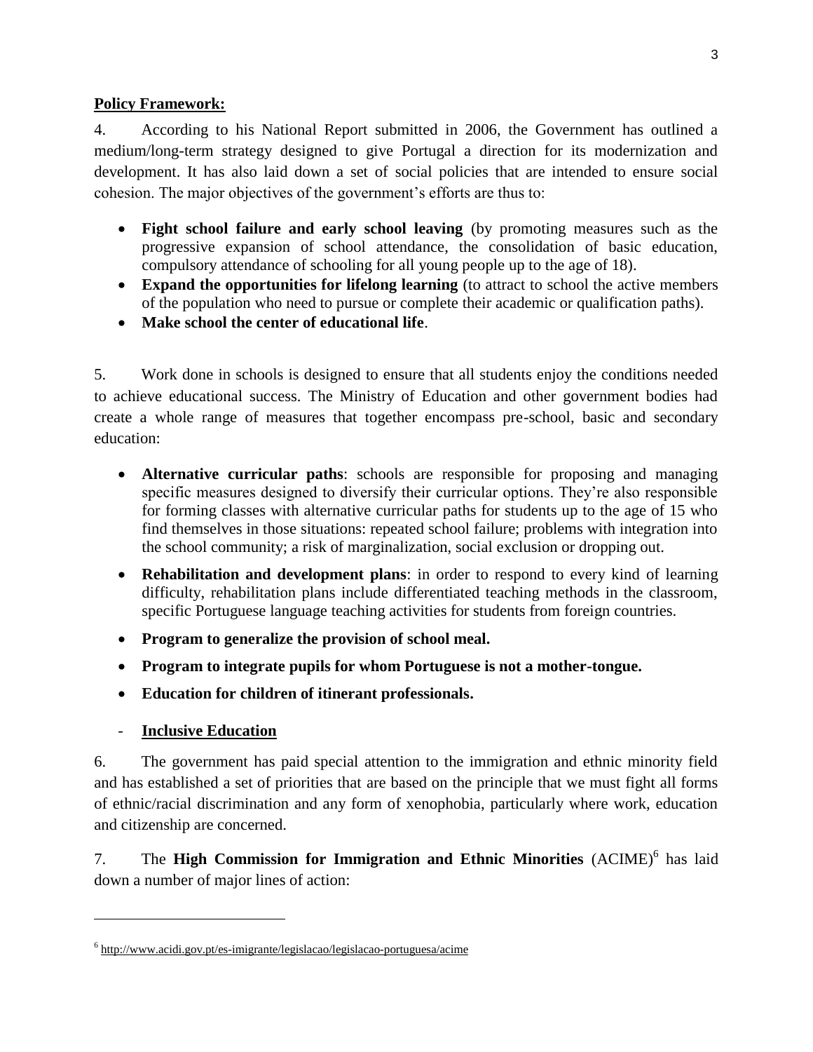**Policy Framework:**

4. According to his National Report submitted in 2006, the Government has outlined a medium/long-term strategy designed to give Portugal a direction for its modernization and development. It has also laid down a set of social policies that are intended to ensure social cohesion. The major objectives of the government's efforts are thus to:

- **Fight school failure and early school leaving** (by promoting measures such as the progressive expansion of school attendance, the consolidation of basic education, compulsory attendance of schooling for all young people up to the age of 18).
- **Expand the opportunities for lifelong learning** (to attract to school the active members of the population who need to pursue or complete their academic or qualification paths).
- **Make school the center of educational life**.

5. Work done in schools is designed to ensure that all students enjoy the conditions needed to achieve educational success. The Ministry of Education and other government bodies had create a whole range of measures that together encompass pre-school, basic and secondary education:

- **Alternative curricular paths**: schools are responsible for proposing and managing specific measures designed to diversify their curricular options. They're also responsible for forming classes with alternative curricular paths for students up to the age of 15 who find themselves in those situations: repeated school failure; problems with integration into the school community; a risk of marginalization, social exclusion or dropping out.
- **Rehabilitation and development plans**: in order to respond to every kind of learning difficulty, rehabilitation plans include differentiated teaching methods in the classroom, specific Portuguese language teaching activities for students from foreign countries.
- **Program to generalize the provision of school meal.**
- **Program to integrate pupils for whom Portuguese is not a mother-tongue.**
- **Education for children of itinerant professionals.**

- **Inclusive Education**

6. The government has paid special attention to the immigration and ethnic minority field and has established a set of priorities that are based on the principle that we must fight all forms of ethnic/racial discrimination and any form of xenophobia, particularly where work, education and citizenship are concerned.

7. The **High Commission for Immigration and Ethnic Minorities** (ACIME)[6] has laid down a number of major lines of action:

[6] http://www.acidi.gov.pt/es-imigrante/legislacao/legislacao-portuguesa/acime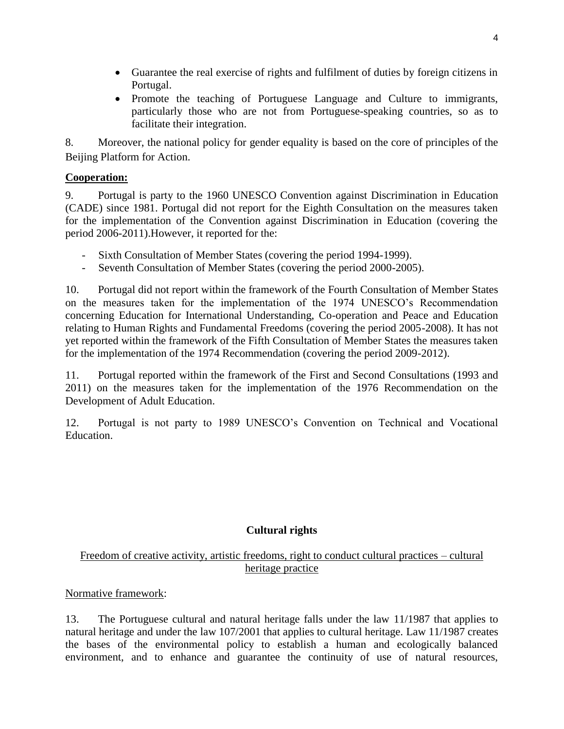- Guarantee the real exercise of rights and fulfilment of duties by foreign citizens in Portugal.
- Promote the teaching of Portuguese Language and Culture to immigrants, particularly those who are not from Portuguese-speaking countries, so as to facilitate their integration.

8. Moreover, the national policy for gender equality is based on the core of principles of the Beijing Platform for Action.

**Cooperation:**

9. Portugal is party to the 1960 UNESCO Convention against Discrimination in Education (CADE) since 1981. Portugal did not report for the Eighth Consultation on the measures taken for the implementation of the Convention against Discrimination in Education (covering the period 2006-2011).However, it reported for the:

- Sixth Consultation of Member States (covering the period 1994-1999).
- Seventh Consultation of Member States (covering the period 2000-2005).

10. Portugal did not report within the framework of the Fourth Consultation of Member States on the measures taken for the implementation of the 1974 UNESCO's Recommendation concerning Education for International Understanding, Co-operation and Peace and Education relating to Human Rights and Fundamental Freedoms (covering the period 2005-2008). It has not yet reported within the framework of the Fifth Consultation of Member States the measures taken for the implementation of the 1974 Recommendation (covering the period 2009-2012).

11. Portugal reported within the framework of the First and Second Consultations (1993 and 2011) on the measures taken for the implementation of the 1976 Recommendation on the Development of Adult Education.

12. Portugal is not party to 1989 UNESCO's Convention on Technical and Vocational Education.

## Cultural rights

Freedom of creative activity, artistic freedoms, right to conduct cultural practices – cultural heritage practice

Normative framework:

13. The Portuguese cultural and natural heritage falls under the law 11/1987 that applies to natural heritage and under the law 107/2001 that applies to cultural heritage. Law 11/1987 creates the bases of the environmental policy to establish a human and ecologically balanced environment, and to enhance and guarantee the continuity of use of natural resources,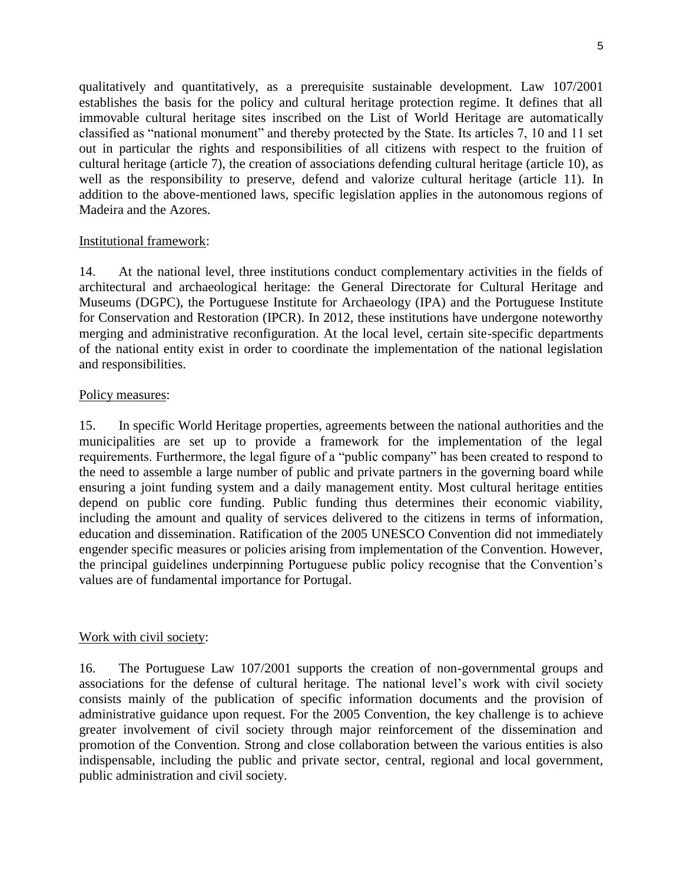qualitatively and quantitatively, as a prerequisite sustainable development. Law 107/2001 establishes the basis for the policy and cultural heritage protection regime. It defines that all immovable cultural heritage sites inscribed on the List of World Heritage are automatically classified as "national monument" and thereby protected by the State. Its articles 7, 10 and 11 set out in particular the rights and responsibilities of all citizens with respect to the fruition of cultural heritage (article 7), the creation of associations defending cultural heritage (article 10), as well as the responsibility to preserve, defend and valorize cultural heritage (article 11). In addition to the above-mentioned laws, specific legislation applies in the autonomous regions of Madeira and the Azores.

Institutional framework:

14. At the national level, three institutions conduct complementary activities in the fields of architectural and archaeological heritage: the General Directorate for Cultural Heritage and Museums (DGPC), the Portuguese Institute for Archaeology (IPA) and the Portuguese Institute for Conservation and Restoration (IPCR). In 2012, these institutions have undergone noteworthy merging and administrative reconfiguration. At the local level, certain site-specific departments of the national entity exist in order to coordinate the implementation of the national legislation and responsibilities.

Policy measures:

15. In specific World Heritage properties, agreements between the national authorities and the municipalities are set up to provide a framework for the implementation of the legal requirements. Furthermore, the legal figure of a "public company" has been created to respond to the need to assemble a large number of public and private partners in the governing board while ensuring a joint funding system and a daily management entity. Most cultural heritage entities depend on public core funding. Public funding thus determines their economic viability, including the amount and quality of services delivered to the citizens in terms of information, education and dissemination. Ratification of the 2005 UNESCO Convention did not immediately engender specific measures or policies arising from implementation of the Convention. However, the principal guidelines underpinning Portuguese public policy recognise that the Convention's values are of fundamental importance for Portugal.

Work with civil society:

16. The Portuguese Law 107/2001 supports the creation of non-governmental groups and associations for the defense of cultural heritage. The national level's work with civil society consists mainly of the publication of specific information documents and the provision of administrative guidance upon request. For the 2005 Convention, the key challenge is to achieve greater involvement of civil society through major reinforcement of the dissemination and promotion of the Convention. Strong and close collaboration between the various entities is also indispensable, including the public and private sector, central, regional and local government, public administration and civil society.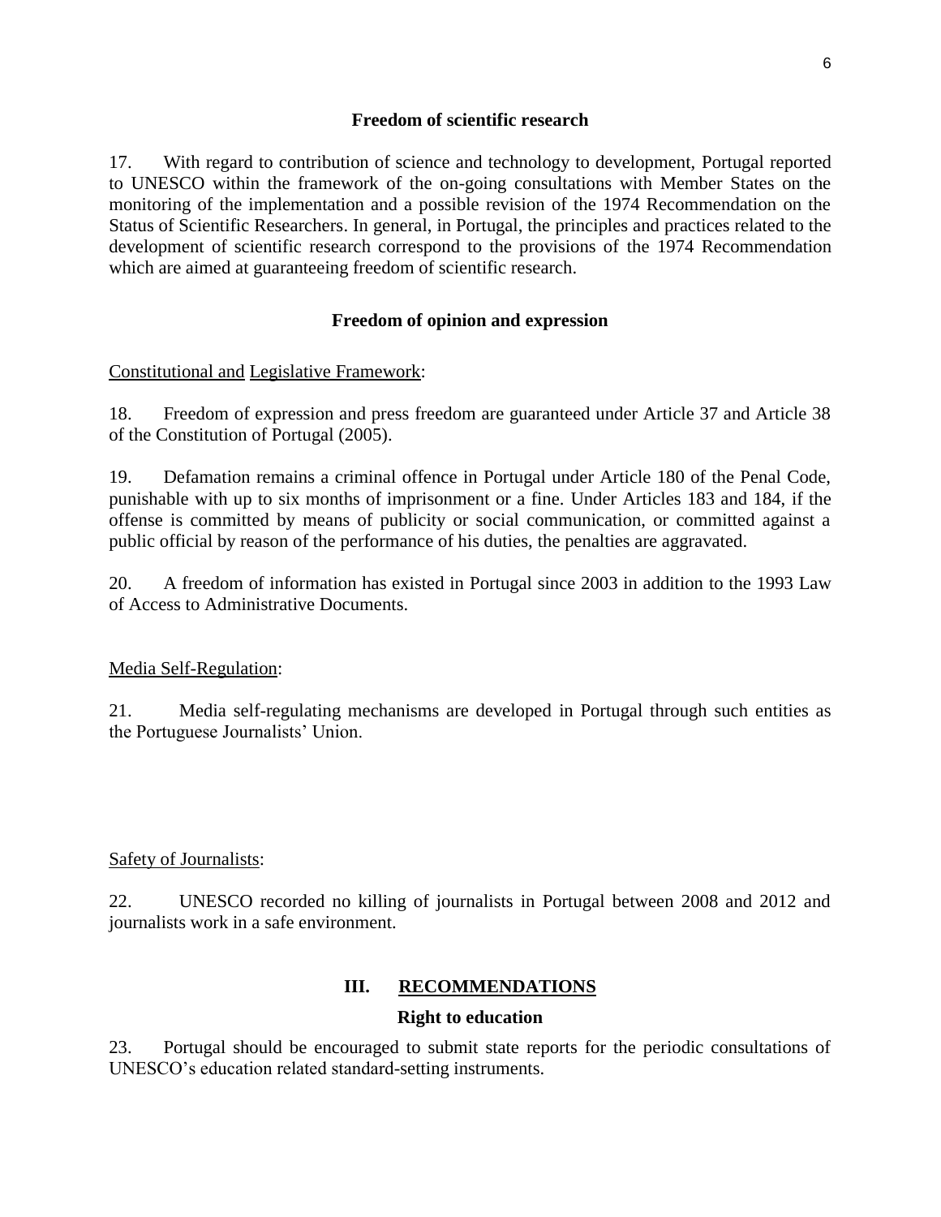### Freedom of scientific research

17. With regard to contribution of science and technology to development, Portugal reported to UNESCO within the framework of the on-going consultations with Member States on the monitoring of the implementation and a possible revision of the 1974 Recommendation on the Status of Scientific Researchers. In general, in Portugal, the principles and practices related to the development of scientific research correspond to the provisions of the 1974 Recommendation which are aimed at guaranteeing freedom of scientific research.

### Freedom of opinion and expression

Constitutional and Legislative Framework:

18. Freedom of expression and press freedom are guaranteed under Article 37 and Article 38 of the Constitution of Portugal (2005).

19. Defamation remains a criminal offence in Portugal under Article 180 of the Penal Code, punishable with up to six months of imprisonment or a fine. Under Articles 183 and 184, if the offense is committed by means of publicity or social communication, or committed against a public official by reason of the performance of his duties, the penalties are aggravated.

20. A freedom of information has existed in Portugal since 2003 in addition to the 1993 Law of Access to Administrative Documents.

Media Self-Regulation:

21. Media self-regulating mechanisms are developed in Portugal through such entities as the Portuguese Journalists' Union.

Safety of Journalists:

22. UNESCO recorded no killing of journalists in Portugal between 2008 and 2012 and journalists work in a safe environment.

## III. RECOMMENDATIONS

### Right to education

23. Portugal should be encouraged to submit state reports for the periodic consultations of UNESCO's education related standard-setting instruments.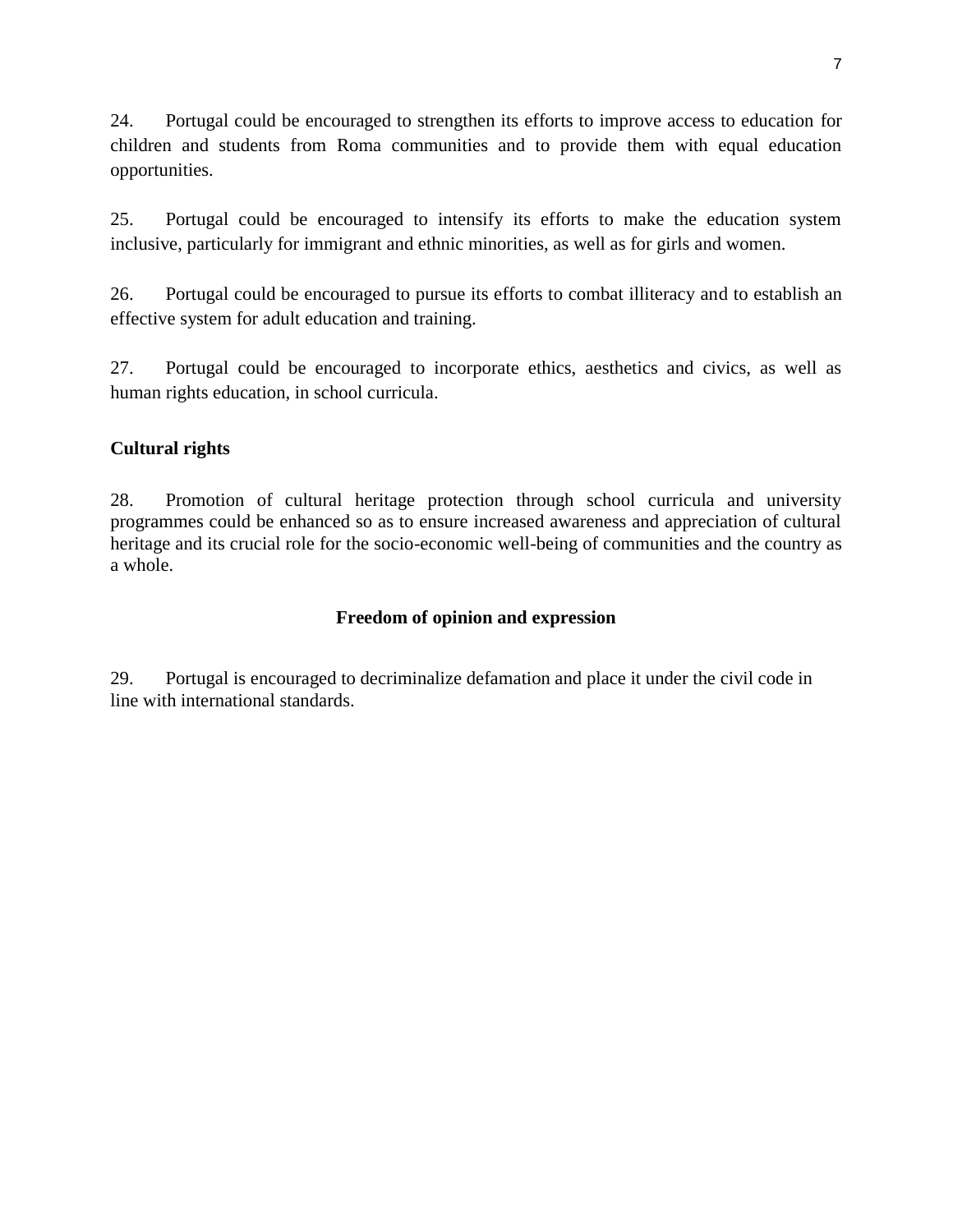24. Portugal could be encouraged to strengthen its efforts to improve access to education for children and students from Roma communities and to provide them with equal education opportunities.

25. Portugal could be encouraged to intensify its efforts to make the education system inclusive, particularly for immigrant and ethnic minorities, as well as for girls and women.

26. Portugal could be encouraged to pursue its efforts to combat illiteracy and to establish an effective system for adult education and training.

27. Portugal could be encouraged to incorporate ethics, aesthetics and civics, as well as human rights education, in school curricula.

**Cultural rights**

28. Promotion of cultural heritage protection through school curricula and university programmes could be enhanced so as to ensure increased awareness and appreciation of cultural heritage and its crucial role for the socio-economic well-being of communities and the country as a whole.

**Freedom of opinion and expression**

29. Portugal is encouraged to decriminalize defamation and place it under the civil code in line with international standards.